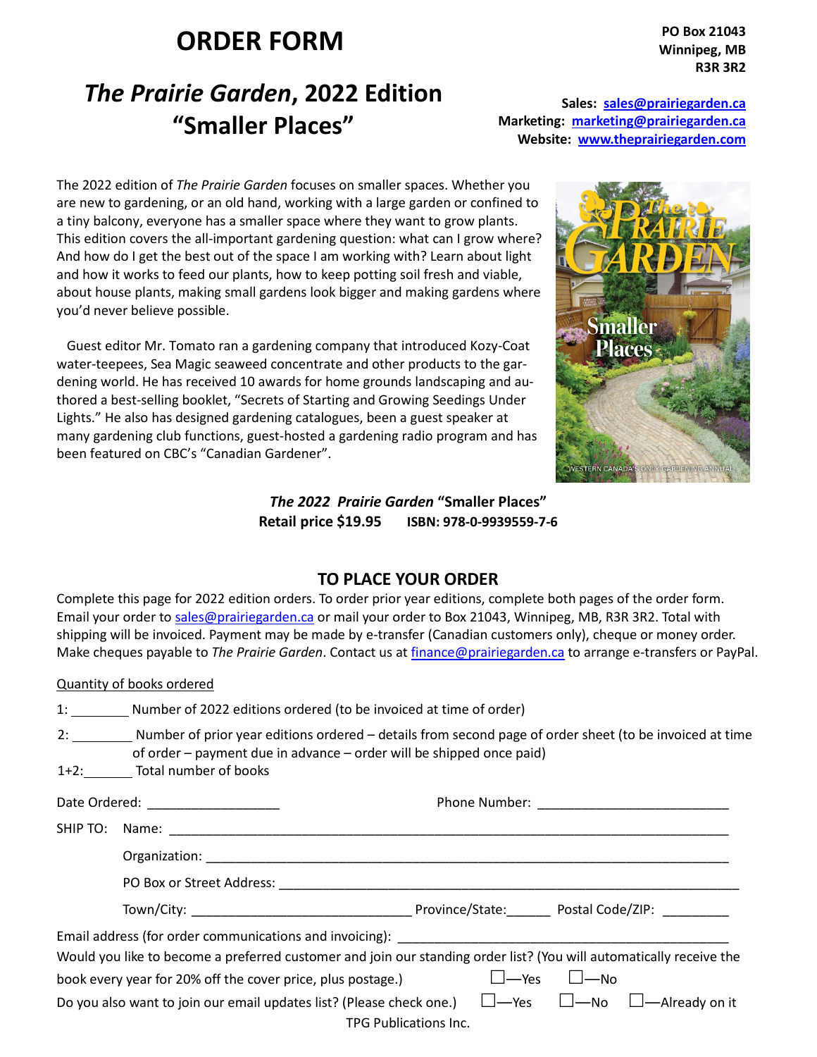# ORDER FORM

**PO Box 21043**
**Winnipeg, MB**
**R3R 3R2**

## *The Prairie Garden*, 2022 Edition "Smaller Places"

**Sales: sales@prairiegarden.ca**
**Marketing: marketing@prairiegarden.ca**
**Website: www.theprairiegarden.com**

The 2022 edition of *The Prairie Garden* focuses on smaller spaces. Whether you are new to gardening, or an old hand, working with a large garden or confined to a tiny balcony, everyone has a smaller space where they want to grow plants. This edition covers the all-important gardening question: what can I grow where? And how do I get the best out of the space I am working with? Learn about light and how it works to feed our plants, how to keep potting soil fresh and viable, about house plants, making small gardens look bigger and making gardens where you'd never believe possible.

Guest editor Mr. Tomato ran a gardening company that introduced Kozy-Coat water-teepees, Sea Magic seaweed concentrate and other products to the gardening world. He has received 10 awards for home grounds landscaping and authored a best-selling booklet, "Secrets of Starting and Growing Seedings Under Lights." He also has designed gardening catalogues, been a guest speaker at many gardening club functions, guest-hosted a gardening radio program and has been featured on CBC's "Canadian Gardener".

***The 2022 Prairie Garden* "Smaller Places"**
**Retail price $19.95 ISBN: 978-0-9939559-7-6**

## TO PLACE YOUR ORDER

Complete this page for 2022 edition orders. To order prior year editions, complete both pages of the order form. Email your order to sales@prairiegarden.ca or mail your order to Box 21043, Winnipeg, MB, R3R 3R2. Total with shipping will be invoiced. Payment may be made by e-transfer (Canadian customers only), cheque or money order. Make cheques payable to *The Prairie Garden*. Contact us at finance@prairiegarden.ca to arrange e-transfers or PayPal.

Quantity of books ordered

1: ________ Number of 2022 editions ordered (to be invoiced at time of order)

2: ________ Number of prior year editions ordered – details from second page of order sheet (to be invoiced at time of order – payment due in advance – order will be shipped once paid)

1+2: _______ Total number of books

Date Ordered: ____________________ Phone Number: ____________________________

SHIP TO: Name: ______________________________________________________________

Organization: ______________________________________________________________

PO Box or Street Address: ____________________________________________________

Town/City: ________________________ Province/State:______ Postal Code/ZIP: _________

Email address (for order communications and invoicing): ______________________________

Would you like to become a preferred customer and join our standing order list? (You will automatically receive the book every year for 20% off the cover price, plus postage.) ☐—Yes ☐—No

Do you also want to join our email updates list? (Please check one.) ☐—Yes ☐—No ☐—Already on it

TPG Publications Inc.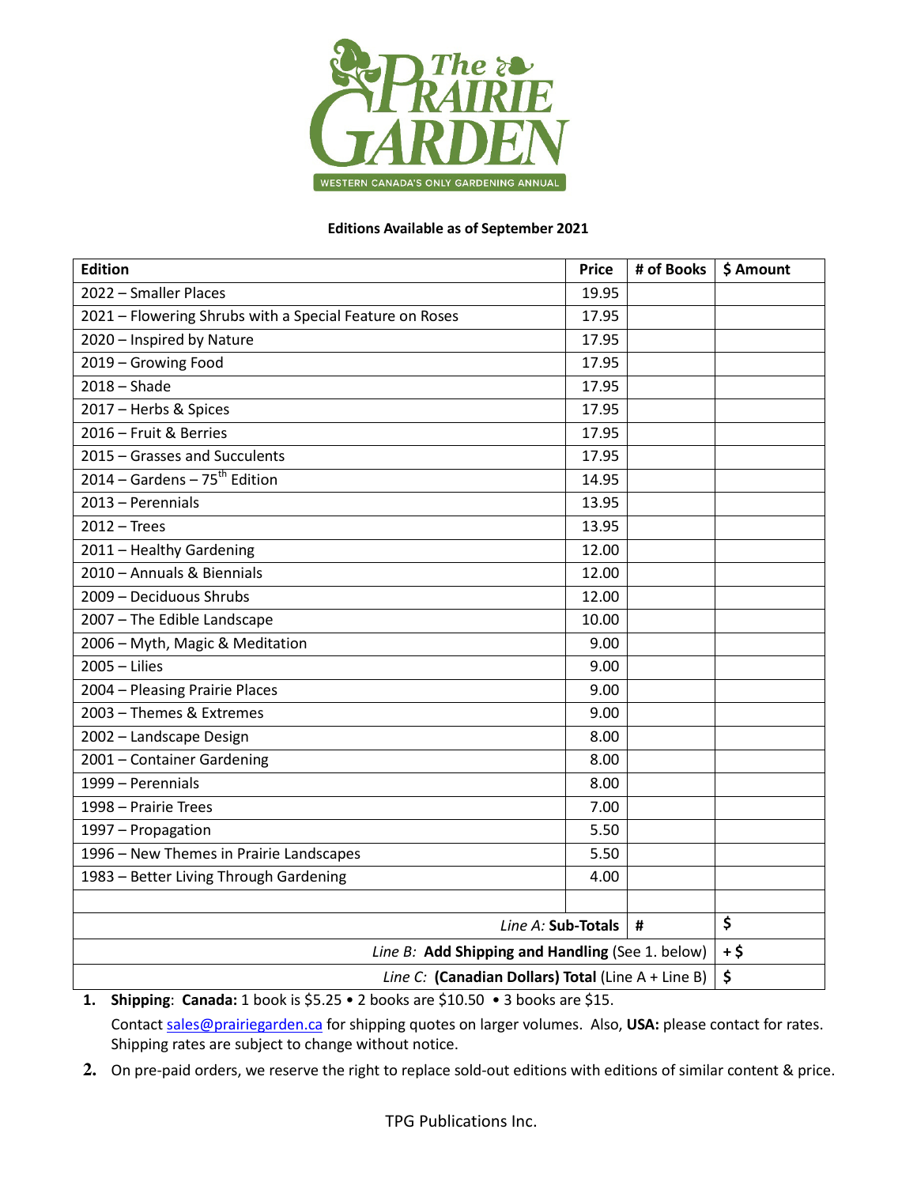**Editions Available as of September 2021**

| Edition | Price | # of Books | $ Amount |
|---|---|---|---|
| 2022 – Smaller Places | 19.95 | | |
| 2021 – Flowering Shrubs with a Special Feature on Roses | 17.95 | | |
| 2020 – Inspired by Nature | 17.95 | | |
| 2019 – Growing Food | 17.95 | | |
| 2018 – Shade | 17.95 | | |
| 2017 – Herbs & Spices | 17.95 | | |
| 2016 – Fruit & Berries | 17.95 | | |
| 2015 – Grasses and Succulents | 17.95 | | |
| 2014 – Gardens – 75th Edition | 14.95 | | |
| 2013 – Perennials | 13.95 | | |
| 2012 – Trees | 13.95 | | |
| 2011 – Healthy Gardening | 12.00 | | |
| 2010 – Annuals & Biennials | 12.00 | | |
| 2009 – Deciduous Shrubs | 12.00 | | |
| 2007 – The Edible Landscape | 10.00 | | |
| 2006 – Myth, Magic & Meditation | 9.00 | | |
| 2005 – Lilies | 9.00 | | |
| 2004 – Pleasing Prairie Places | 9.00 | | |
| 2003 – Themes & Extremes | 9.00 | | |
| 2002 – Landscape Design | 8.00 | | |
| 2001 – Container Gardening | 8.00 | | |
| 1999 – Perennials | 8.00 | | |
| 1998 – Prairie Trees | 7.00 | | |
| 1997 – Propagation | 5.50 | | |
| 1996 – New Themes in Prairie Landscapes | 5.50 | | |
| 1983 – Better Living Through Gardening | 4.00 | | |
| | | | |
| *Line A:* **Sub-Totals** | | # | $ |
| *Line B:* **Add Shipping and Handling** (See 1. below) | | | + $ |
| *Line C:* **(Canadian Dollars) Total** (Line A + Line B) | | | $ |

1. **Shipping**: **Canada:** 1 book is $5.25 • 2 books are $10.50 • 3 books are $15.
   Contact sales@prairiegarden.ca for shipping quotes on larger volumes. Also, **USA:** please contact for rates. Shipping rates are subject to change without notice.
2. On pre-paid orders, we reserve the right to replace sold-out editions with editions of similar content & price.

TPG Publications Inc.